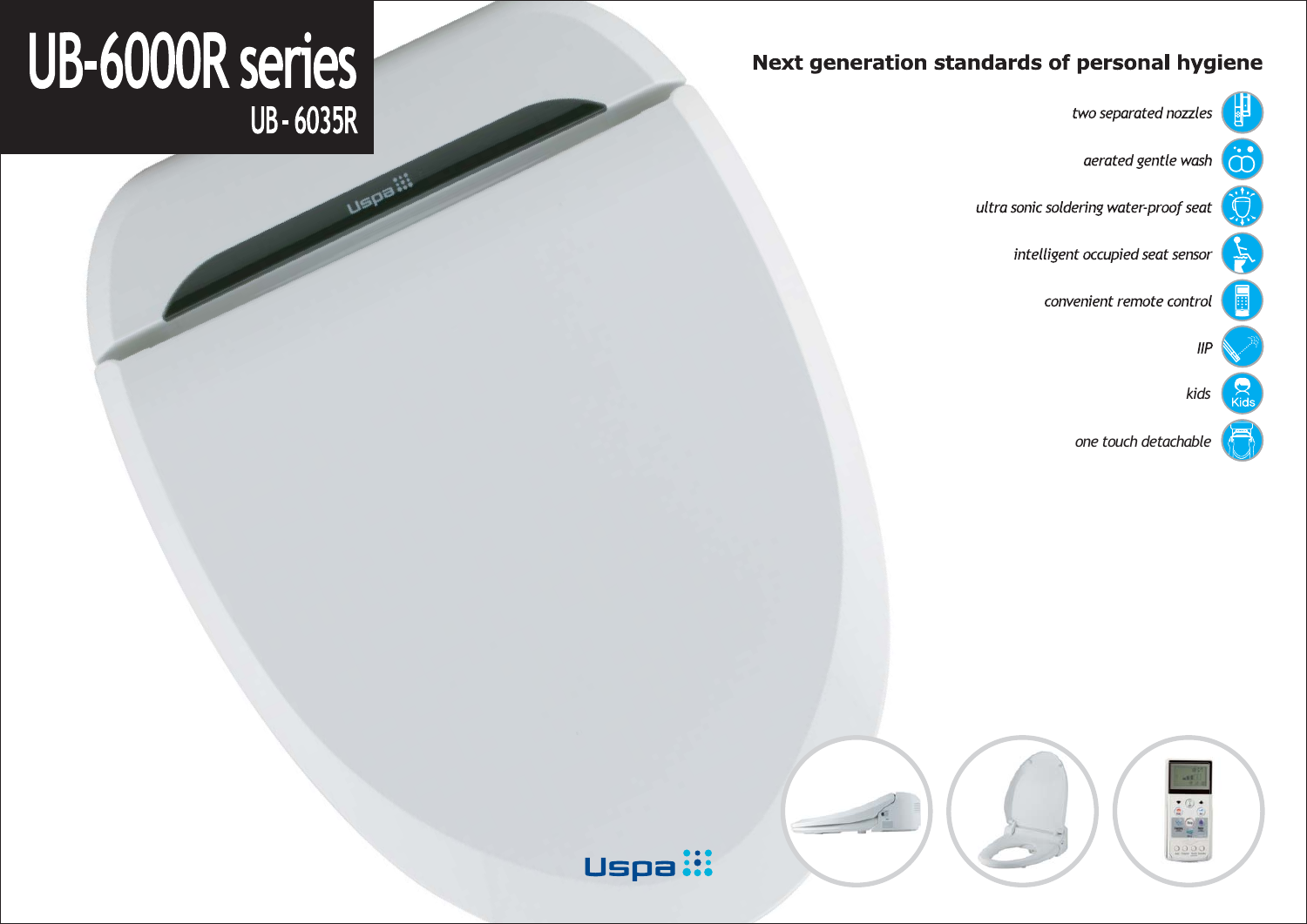# UB-6000R series

## UB - 6035R

## Next generation standards of personal hygiene

- *two separated nozzles*
- *aerated gentle wash*
- *ultra sonic soldering water-proof seat*
- *intelligent occupied seat sensor*
- *convenient remote control*
- *IIP*
- *kids*
- *one touch detachable*

Uspa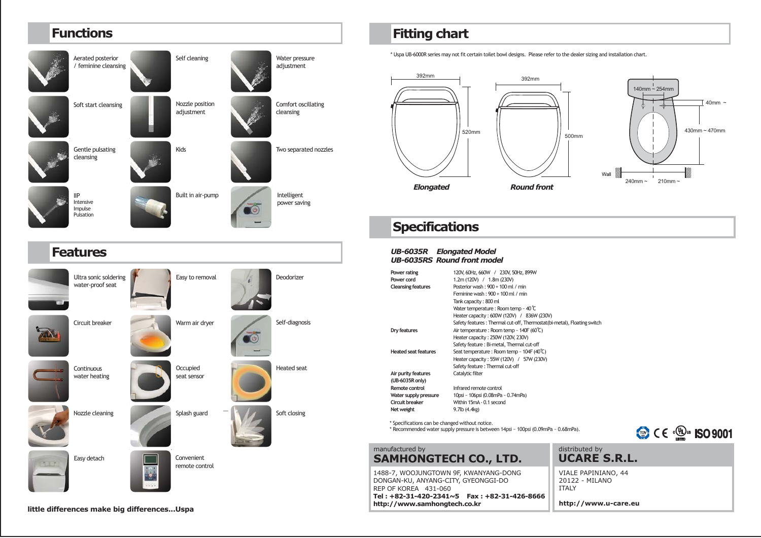## Functions

- Aerated posterior / feminine cleansing
- Self cleaning
- Water pressure adjustment
- Soft start cleansing
- Nozzle position adjustment
- Comfort oscillating cleansing
- Gentle pulsating cleansing
- Kids
- Two separated nozzles
- IIP Intensive Impulse Pulsation
- Built in air-pump
- Intelligent power saving

## Features

- Ultra sonic soldering water-proof seat
- Easy to removal
- Deodorizer
- Circuit breaker
- Warm air dryer
- Self-diagnosis
- Continuous water heating
- Occupied seat sensor
- Heated seat
- Nozzle cleaning
- Splash guard
- Soft closing
- Easy detach
- Convenient remote control

**little differences make big differences...Uspa**

## Fitting chart

* Uspa UB-6000R series may not fit certain toilet bowl designs. Please refer to the dealer sizing and installation chart.

392mm
520mm
*Elongated*

392mm
500mm
*Round front*

140mm ~ 254mm
40mm ~
430mm ~ 470mm
Wall
240mm ~
210mm ~

## Specifications

***UB-6035R Elongated Model***
***UB-6035RS Round front model***

| | |
|---|---|
| **Power rating** | 120V, 60Hz, 660W / 230V, 50Hz, 899W |
| **Power cord** | 1.2m (120V) / 1.8m (230V) |
| **Cleansing features** | Posterior wash : 900 + 100 ml / min |
| | Feminine wash : 900 + 100 ml / min |
| | Tank capacity : 800 ml |
| | Water temperature : Room temp ~ 40℃ |
| | Heater capacity : 600W (120V) / 836W (230V) |
| | Safety features : Thermal cut-off, Thermostat(bi-metal), Floating switch |
| **Dry features** | Air temperature : Room temp ~ 140F (60℃) |
| | Heater capacity : 250W (120V, 230V) |
| | Safety feature : Bi-metal, Thermal cut-off |
| **Heated seat features** | Seat temperature : Room temp ~ 104F (40℃) |
| | Heater capacity : 55W (120V) / 57W (230V) |
| | Safety feature : Thermal cut-off |
| **Air purity features (UB-6035R only)** | Catalytic filter |
| **Remote control** | Infrared remote control |
| **Water supply pressure** | 10psi ~ 106psi (0.08mPa ~ 0.74mPa) |
| **Circuit breaker** | Within 15mA - 0.1 second |
| **Net weight** | 9.7lb (4.4kg) |

* Specifications can be changed without notice.
* Recommended water supply pressure is between 14psi ~ 100psi (0.09mPa ~ 0.68mPa).

CE ISO 9001

manufactured by
**SAMHONGTECH CO., LTD.**
1488-7, WOOJUNGTOWN 9F, KWANYANG-DONG
DONGAN-KU, ANYANG-CITY, GYEONGGI-DO
REP OF KOREA 431-060
**Tel : +82-31-420-2341~5 Fax : +82-31-426-8666**
**http://www.samhongtech.co.kr**

distributed by
**UCARE S.R.L.**
VIALE PAPINIANO, 44
20122 - MILANO
ITALY

**http://www.u-care.eu**